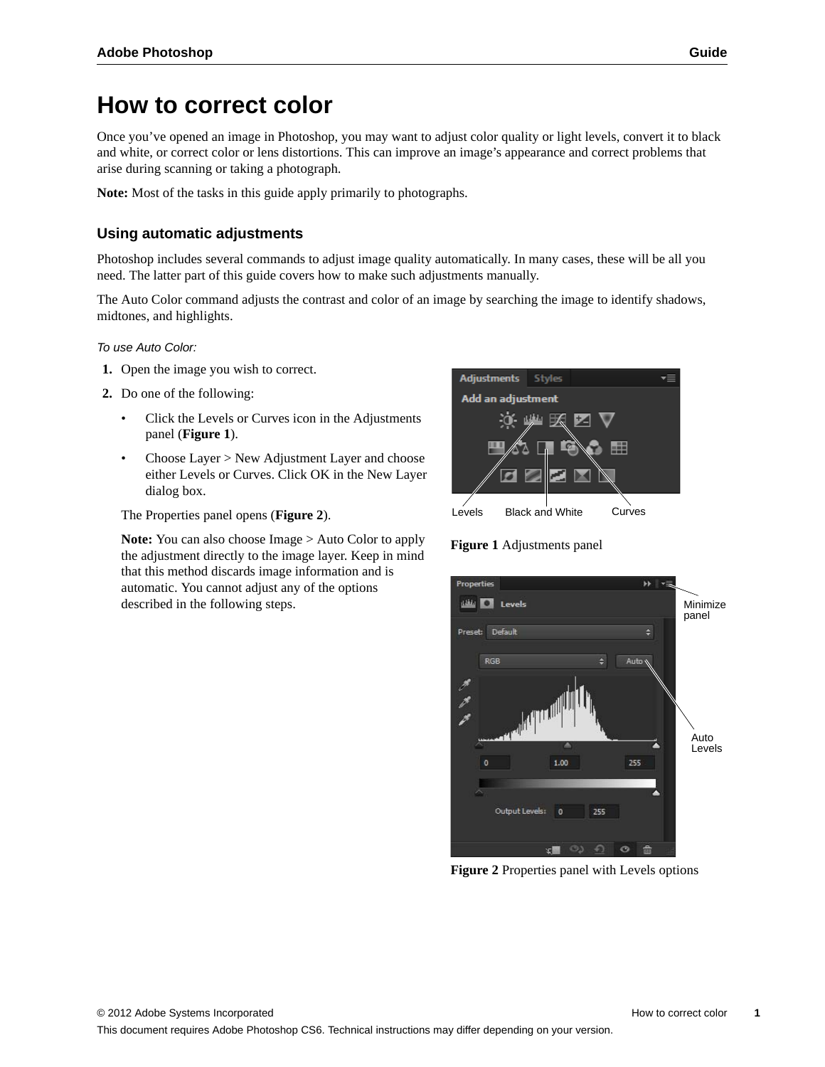# How to correct color

Once you've opened an image in Photoshop, you may want to adjust color quality or light levels, convert it to black and white, or correct color or lens distortions. This can improve an image's appearance and correct problems that arise during scanning or taking a photograph.

**Note:** Most of the tasks in this guide apply primarily to photographs.

## Using automatic adjustments

Photoshop includes several commands to adjust image quality automatically. In many cases, these will be all you need. The latter part of this guide covers how to make such adjustments manually.

The Auto Color command adjusts the contrast and color of an image by searching the image to identify shadows, midtones, and highlights.

*To use Auto Color:*

1. Open the image you wish to correct.
2. Do one of the following:
   - Click the Levels or Curves icon in the Adjustments panel (**Figure 1**).
   - Choose Layer > New Adjustment Layer and choose either Levels or Curves. Click OK in the New Layer dialog box.

   The Properties panel opens (**Figure 2**).

   **Note:** You can also choose Image > Auto Color to apply the adjustment directly to the image layer. Keep in mind that this method discards image information and is automatic. You cannot adjust any of the options described in the following steps.

Levels · Black and White · Curves

**Figure 1** Adjustments panel

Minimize panel · Auto Levels

**Figure 2** Properties panel with Levels options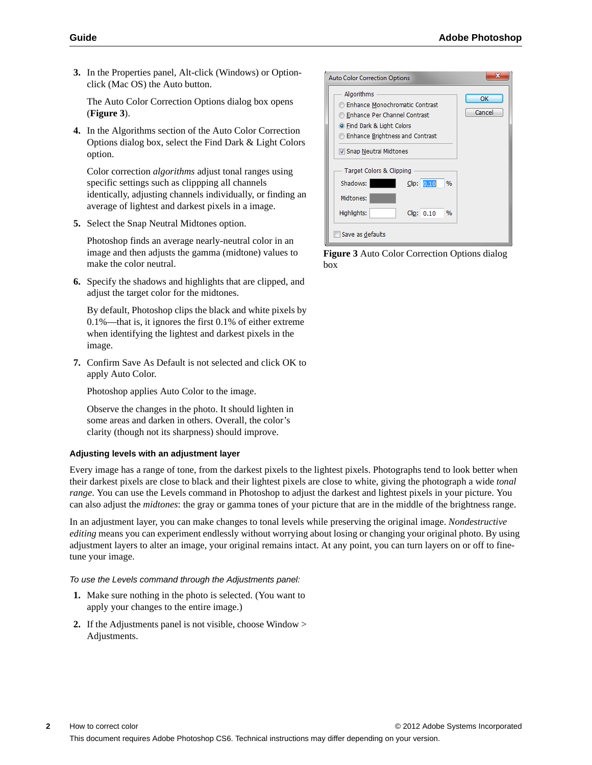3. In the Properties panel, Alt-click (Windows) or Option-click (Mac OS) the Auto button.

   The Auto Color Correction Options dialog box opens (**Figure 3**).

4. In the Algorithms section of the Auto Color Correction Options dialog box, select the Find Dark & Light Colors option.

   Color correction *algorithms* adjust tonal ranges using specific settings such as clippping all channels identically, adjusting channels individually, or finding an average of lightest and darkest pixels in a image.

5. Select the Snap Neutral Midtones option.

   Photoshop finds an average nearly-neutral color in an image and then adjusts the gamma (midtone) values to make the color neutral.

6. Specify the shadows and highlights that are clipped, and adjust the target color for the midtones.

   By default, Photoshop clips the black and white pixels by 0.1%—that is, it ignores the first 0.1% of either extreme when identifying the lightest and darkest pixels in the image.

7. Confirm Save As Default is not selected and click OK to apply Auto Color.

   Photoshop applies Auto Color to the image.

   Observe the changes in the photo. It should lighten in some areas and darken in others. Overall, the color's clarity (though not its sharpness) should improve.

**Figure 3** Auto Color Correction Options dialog box

### Adjusting levels with an adjustment layer

Every image has a range of tone, from the darkest pixels to the lightest pixels. Photographs tend to look better when their darkest pixels are close to black and their lightest pixels are close to white, giving the photograph a wide *tonal range*. You can use the Levels command in Photoshop to adjust the darkest and lightest pixels in your picture. You can also adjust the *midtones*: the gray or gamma tones of your picture that are in the middle of the brightness range.

In an adjustment layer, you can make changes to tonal levels while preserving the original image. *Nondestructive editing* means you can experiment endlessly without worrying about losing or changing your original photo. By using adjustment layers to alter an image, your original remains intact. At any point, you can turn layers on or off to fine-tune your image.

*To use the Levels command through the Adjustments panel:*

1. Make sure nothing in the photo is selected. (You want to apply your changes to the entire image.)
2. If the Adjustments panel is not visible, choose Window > Adjustments.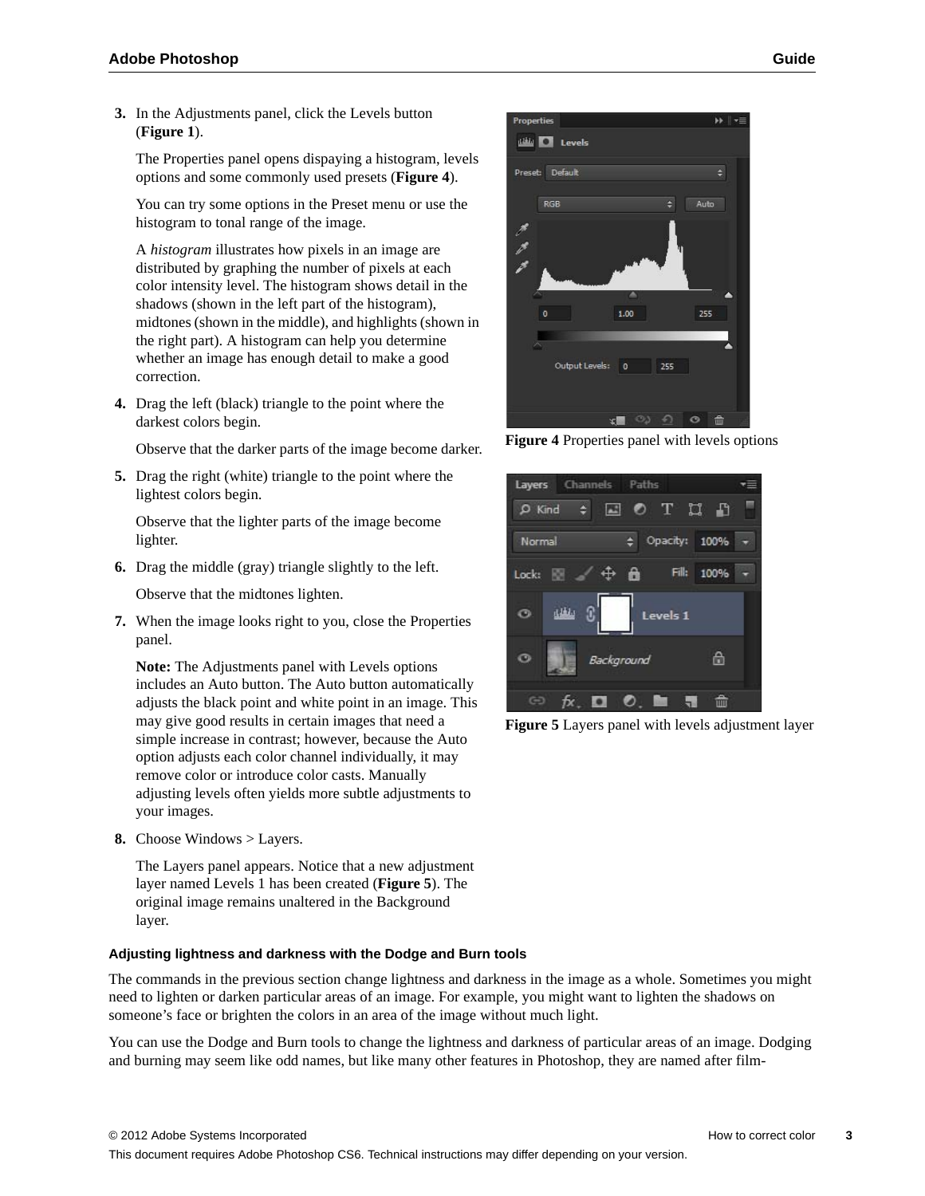3. In the Adjustments panel, click the Levels button (**Figure 1**).

   The Properties panel opens dispaying a histogram, levels options and some commonly used presets (**Figure 4**).

   You can try some options in the Preset menu or use the histogram to tonal range of the image.

   A *histogram* illustrates how pixels in an image are distributed by graphing the number of pixels at each color intensity level. The histogram shows detail in the shadows (shown in the left part of the histogram), midtones (shown in the middle), and highlights (shown in the right part). A histogram can help you determine whether an image has enough detail to make a good correction.

4. Drag the left (black) triangle to the point where the darkest colors begin.

   Observe that the darker parts of the image become darker.

5. Drag the right (white) triangle to the point where the lightest colors begin.

   Observe that the lighter parts of the image become lighter.

6. Drag the middle (gray) triangle slightly to the left.

   Observe that the midtones lighten.

7. When the image looks right to you, close the Properties panel.

   **Note:** The Adjustments panel with Levels options includes an Auto button. The Auto button automatically adjusts the black point and white point in an image. This may give good results in certain images that need a simple increase in contrast; however, because the Auto option adjusts each color channel individually, it may remove color or introduce color casts. Manually adjusting levels often yields more subtle adjustments to your images.

8. Choose Windows > Layers.

   The Layers panel appears. Notice that a new adjustment layer named Levels 1 has been created (**Figure 5**). The original image remains unaltered in the Background layer.

**Figure 4** Properties panel with levels options

**Figure 5** Layers panel with levels adjustment layer

#### Adjusting lightness and darkness with the Dodge and Burn tools

The commands in the previous section change lightness and darkness in the image as a whole. Sometimes you might need to lighten or darken particular areas of an image. For example, you might want to lighten the shadows on someone's face or brighten the colors in an area of the image without much light.

You can use the Dodge and Burn tools to change the lightness and darkness of particular areas of an image. Dodging and burning may seem like odd names, but like many other features in Photoshop, they are named after film-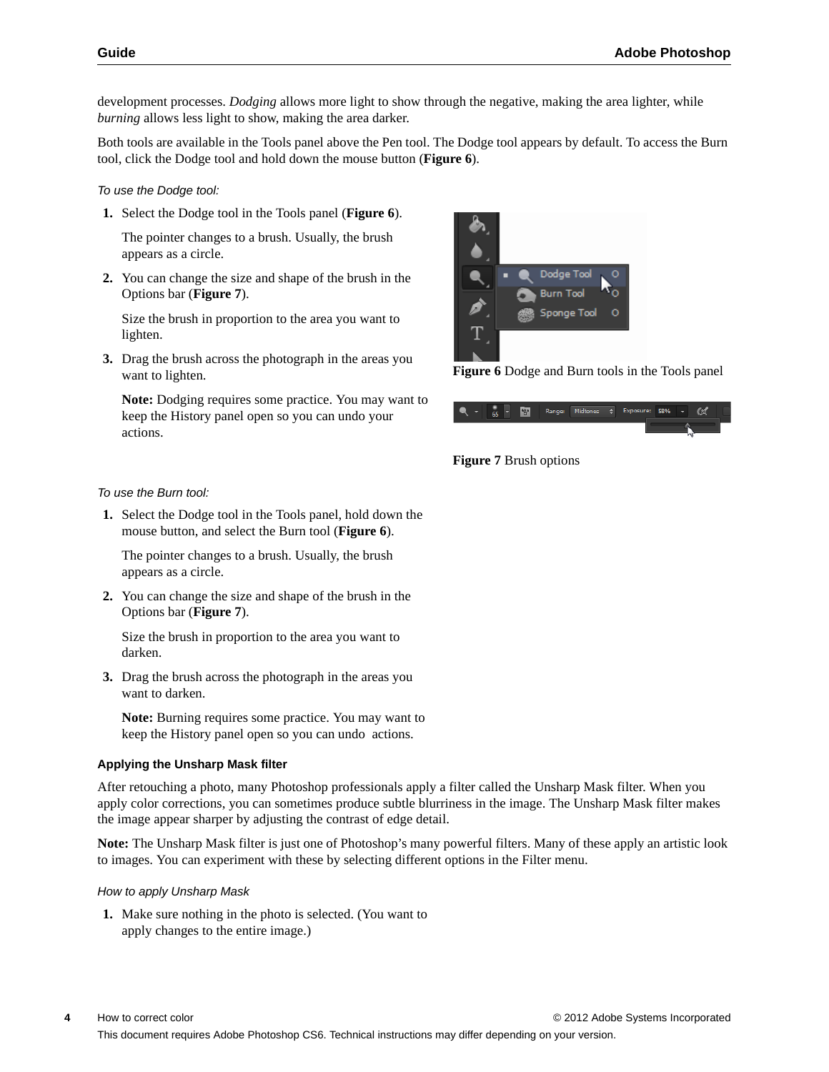development processes. *Dodging* allows more light to show through the negative, making the area lighter, while *burning* allows less light to show, making the area darker.

Both tools are available in the Tools panel above the Pen tool. The Dodge tool appears by default. To access the Burn tool, click the Dodge tool and hold down the mouse button (**Figure 6**).

*To use the Dodge tool:*

1. Select the Dodge tool in the Tools panel (**Figure 6**).

   The pointer changes to a brush. Usually, the brush appears as a circle.

2. You can change the size and shape of the brush in the Options bar (**Figure 7**).

   Size the brush in proportion to the area you want to lighten.

3. Drag the brush across the photograph in the areas you want to lighten.

   **Note:** Dodging requires some practice. You may want to keep the History panel open so you can undo your actions.

**Figure 6** Dodge and Burn tools in the Tools panel

**Figure 7** Brush options

*To use the Burn tool:*

1. Select the Dodge tool in the Tools panel, hold down the mouse button, and select the Burn tool (**Figure 6**).

   The pointer changes to a brush. Usually, the brush appears as a circle.

2. You can change the size and shape of the brush in the Options bar (**Figure 7**).

   Size the brush in proportion to the area you want to darken.

3. Drag the brush across the photograph in the areas you want to darken.

   **Note:** Burning requires some practice. You may want to keep the History panel open so you can undo actions.

### Applying the Unsharp Mask filter

After retouching a photo, many Photoshop professionals apply a filter called the Unsharp Mask filter. When you apply color corrections, you can sometimes produce subtle blurriness in the image. The Unsharp Mask filter makes the image appear sharper by adjusting the contrast of edge detail.

**Note:** The Unsharp Mask filter is just one of Photoshop's many powerful filters. Many of these apply an artistic look to images. You can experiment with these by selecting different options in the Filter menu.

*How to apply Unsharp Mask*

1. Make sure nothing in the photo is selected. (You want to apply changes to the entire image.)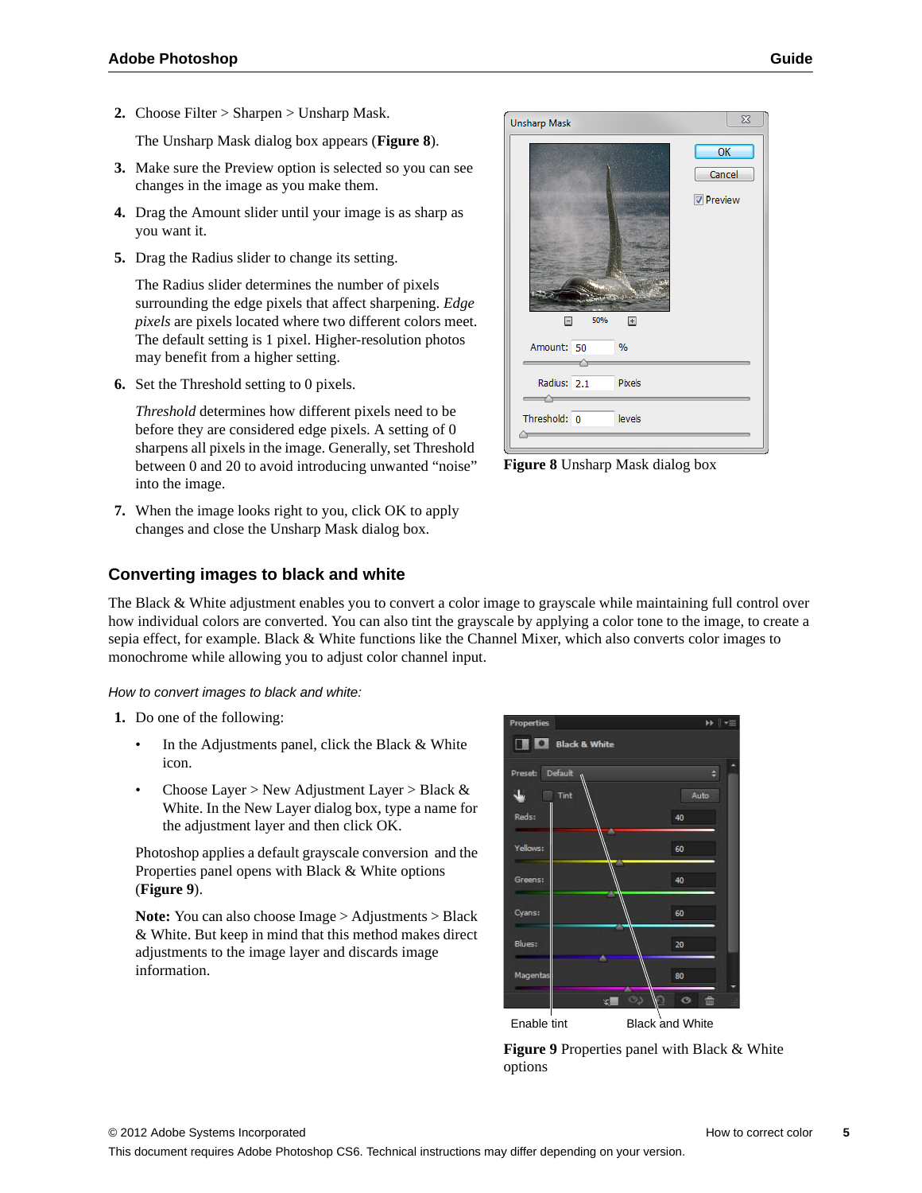2. Choose Filter > Sharpen > Unsharp Mask.

   The Unsharp Mask dialog box appears (**Figure 8**).

3. Make sure the Preview option is selected so you can see changes in the image as you make them.

4. Drag the Amount slider until your image is as sharp as you want it.

5. Drag the Radius slider to change its setting.

   The Radius slider determines the number of pixels surrounding the edge pixels that affect sharpening. *Edge pixels* are pixels located where two different colors meet. The default setting is 1 pixel. Higher-resolution photos may benefit from a higher setting.

6. Set the Threshold setting to 0 pixels.

   *Threshold* determines how different pixels need to be before they are considered edge pixels. A setting of 0 sharpens all pixels in the image. Generally, set Threshold between 0 and 20 to avoid introducing unwanted "noise" into the image.

7. When the image looks right to you, click OK to apply changes and close the Unsharp Mask dialog box.

**Figure 8** Unsharp Mask dialog box

## Converting images to black and white

The Black & White adjustment enables you to convert a color image to grayscale while maintaining full control over how individual colors are converted. You can also tint the grayscale by applying a color tone to the image, to create a sepia effect, for example. Black & White functions like the Channel Mixer, which also converts color images to monochrome while allowing you to adjust color channel input.

*How to convert images to black and white:*

1. Do one of the following:

   - In the Adjustments panel, click the Black & White icon.
   - Choose Layer > New Adjustment Layer > Black & White. In the New Layer dialog box, type a name for the adjustment layer and then click OK.

   Photoshop applies a default grayscale conversion and the Properties panel opens with Black & White options (**Figure 9**).

   **Note:** You can also choose Image > Adjustments > Black & White. But keep in mind that this method makes direct adjustments to the image layer and discards image information.

**Figure 9** Properties panel with Black & White options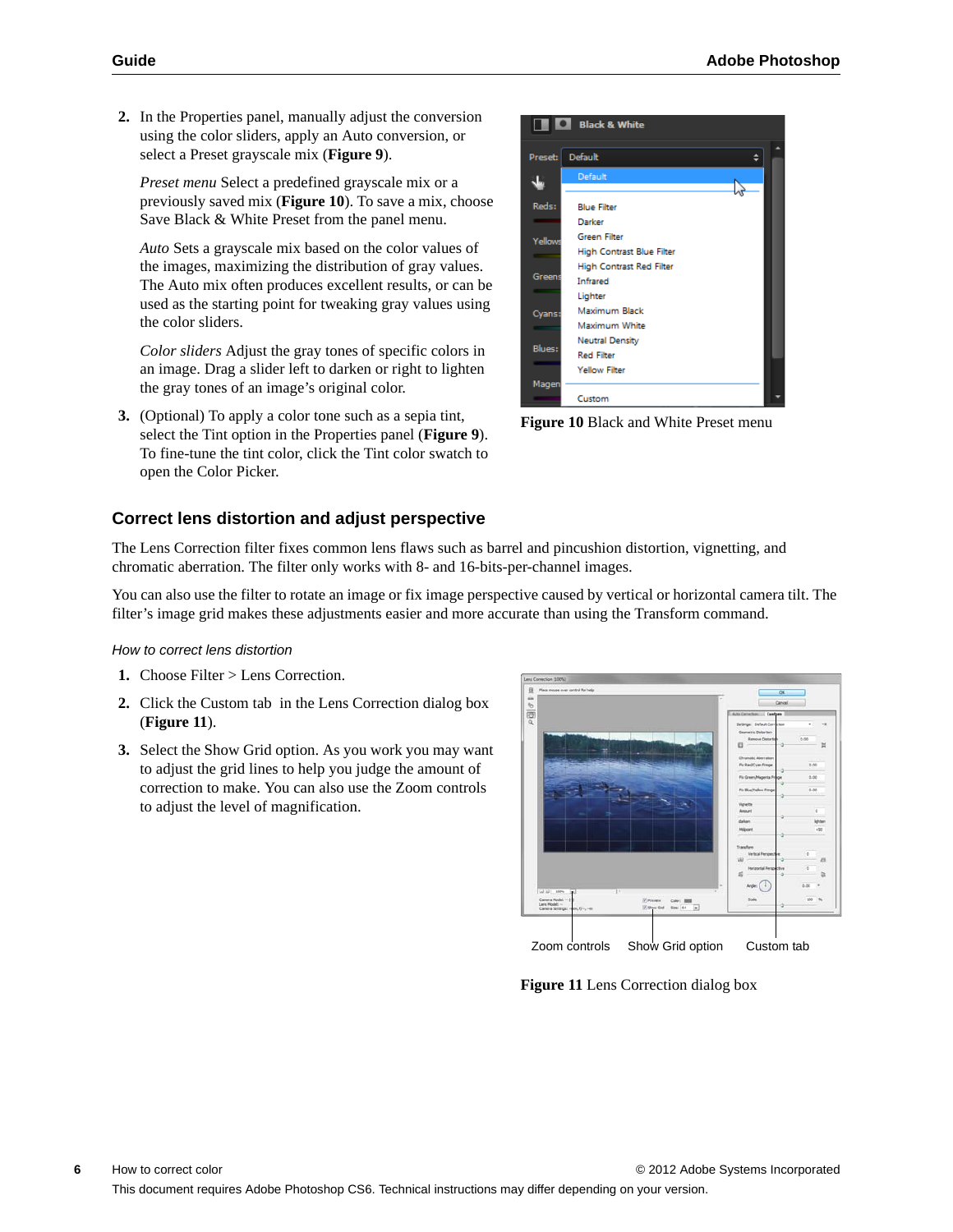2. In the Properties panel, manually adjust the conversion using the color sliders, apply an Auto conversion, or select a Preset grayscale mix (**Figure 9**).

   *Preset menu* Select a predefined grayscale mix or a previously saved mix (**Figure 10**). To save a mix, choose Save Black & White Preset from the panel menu.

   *Auto* Sets a grayscale mix based on the color values of the images, maximizing the distribution of gray values. The Auto mix often produces excellent results, or can be used as the starting point for tweaking gray values using the color sliders.

   *Color sliders* Adjust the gray tones of specific colors in an image. Drag a slider left to darken or right to lighten the gray tones of an image's original color.

3. (Optional) To apply a color tone such as a sepia tint, select the Tint option in the Properties panel (**Figure 9**). To fine-tune the tint color, click the Tint color swatch to open the Color Picker.

**Figure 10** Black and White Preset menu

## Correct lens distortion and adjust perspective

The Lens Correction filter fixes common lens flaws such as barrel and pincushion distortion, vignetting, and chromatic aberration. The filter only works with 8- and 16-bits-per-channel images.

You can also use the filter to rotate an image or fix image perspective caused by vertical or horizontal camera tilt. The filter's image grid makes these adjustments easier and more accurate than using the Transform command.

*How to correct lens distortion*

1. Choose Filter > Lens Correction.
2. Click the Custom tab in the Lens Correction dialog box (**Figure 11**).
3. Select the Show Grid option. As you work you may want to adjust the grid lines to help you judge the amount of correction to make. You can also use the Zoom controls to adjust the level of magnification.

Zoom controls    Show Grid option    Custom tab

**Figure 11** Lens Correction dialog box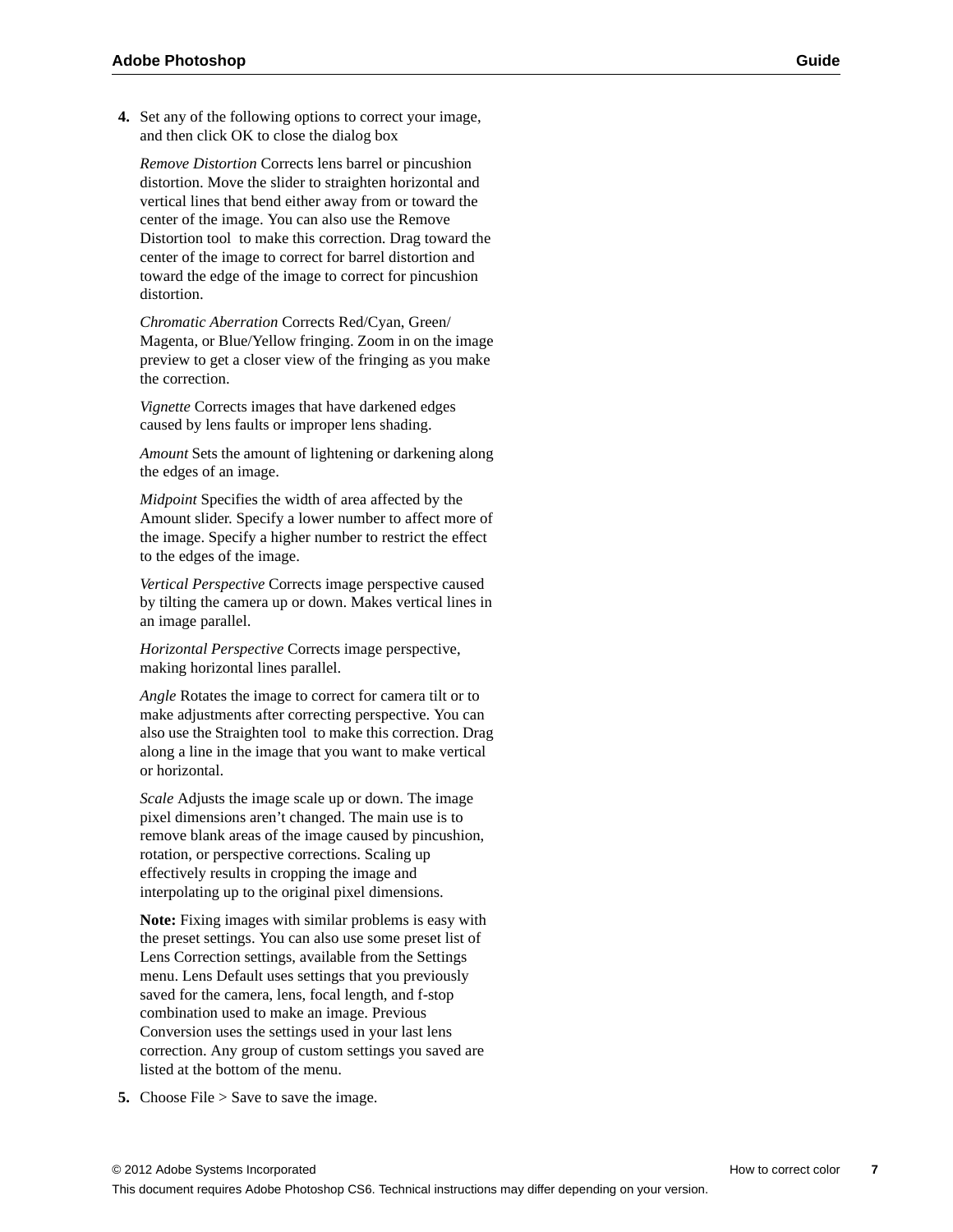4. Set any of the following options to correct your image, and then click OK to close the dialog box

   *Remove Distortion* Corrects lens barrel or pincushion distortion. Move the slider to straighten horizontal and vertical lines that bend either away from or toward the center of the image. You can also use the Remove Distortion tool  to make this correction. Drag toward the center of the image to correct for barrel distortion and toward the edge of the image to correct for pincushion distortion.

   *Chromatic Aberration* Corrects Red/Cyan, Green/Magenta, or Blue/Yellow fringing. Zoom in on the image preview to get a closer view of the fringing as you make the correction.

   *Vignette* Corrects images that have darkened edges caused by lens faults or improper lens shading.

   *Amount* Sets the amount of lightening or darkening along the edges of an image.

   *Midpoint* Specifies the width of area affected by the Amount slider. Specify a lower number to affect more of the image. Specify a higher number to restrict the effect to the edges of the image.

   *Vertical Perspective* Corrects image perspective caused by tilting the camera up or down. Makes vertical lines in an image parallel.

   *Horizontal Perspective* Corrects image perspective, making horizontal lines parallel.

   *Angle* Rotates the image to correct for camera tilt or to make adjustments after correcting perspective. You can also use the Straighten tool  to make this correction. Drag along a line in the image that you want to make vertical or horizontal.

   *Scale* Adjusts the image scale up or down. The image pixel dimensions aren't changed. The main use is to remove blank areas of the image caused by pincushion, rotation, or perspective corrections. Scaling up effectively results in cropping the image and interpolating up to the original pixel dimensions.

   **Note:** Fixing images with similar problems is easy with the preset settings. You can also use some preset list of Lens Correction settings, available from the Settings menu. Lens Default uses settings that you previously saved for the camera, lens, focal length, and f-stop combination used to make an image. Previous Conversion uses the settings used in your last lens correction. Any group of custom settings you saved are listed at the bottom of the menu.

5. Choose File > Save to save the image.